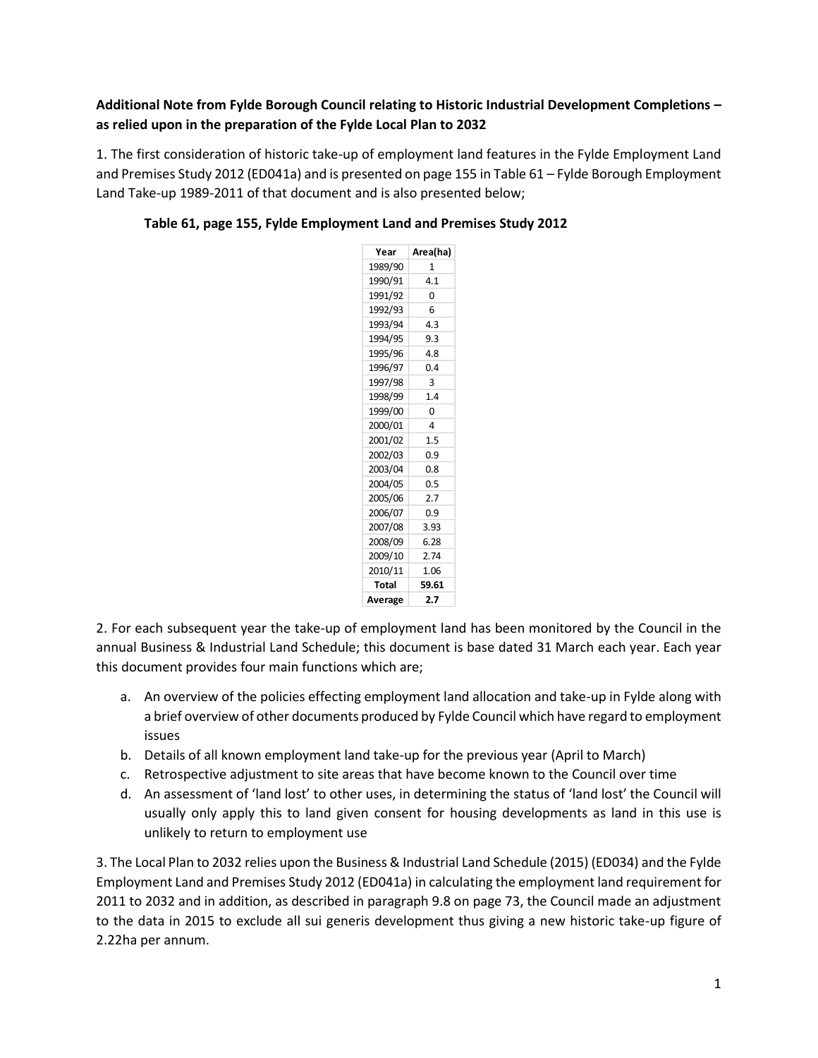**Additional Note from Fylde Borough Council relating to Historic Industrial Development Completions – as relied upon in the preparation of the Fylde Local Plan to 2032**

1. The first consideration of historic take-up of employment land features in the Fylde Employment Land and Premises Study 2012 (ED041a) and is presented on page 155 in Table 61 – Fylde Borough Employment Land Take-up 1989-2011 of that document and is also presented below;

**Table 61, page 155, Fylde Employment Land and Premises Study 2012**

| Year | Area(ha) |
|---|---|
| 1989/90 | 1 |
| 1990/91 | 4.1 |
| 1991/92 | 0 |
| 1992/93 | 6 |
| 1993/94 | 4.3 |
| 1994/95 | 9.3 |
| 1995/96 | 4.8 |
| 1996/97 | 0.4 |
| 1997/98 | 3 |
| 1998/99 | 1.4 |
| 1999/00 | 0 |
| 2000/01 | 4 |
| 2001/02 | 1.5 |
| 2002/03 | 0.9 |
| 2003/04 | 0.8 |
| 2004/05 | 0.5 |
| 2005/06 | 2.7 |
| 2006/07 | 0.9 |
| 2007/08 | 3.93 |
| 2008/09 | 6.28 |
| 2009/10 | 2.74 |
| 2010/11 | 1.06 |
| **Total** | **59.61** |
| **Average** | **2.7** |

2. For each subsequent year the take-up of employment land has been monitored by the Council in the annual Business & Industrial Land Schedule; this document is base dated 31 March each year. Each year this document provides four main functions which are;

a. An overview of the policies effecting employment land allocation and take-up in Fylde along with a brief overview of other documents produced by Fylde Council which have regard to employment issues
b. Details of all known employment land take-up for the previous year (April to March)
c. Retrospective adjustment to site areas that have become known to the Council over time
d. An assessment of 'land lost' to other uses, in determining the status of 'land lost' the Council will usually only apply this to land given consent for housing developments as land in this use is unlikely to return to employment use

3. The Local Plan to 2032 relies upon the Business & Industrial Land Schedule (2015) (ED034) and the Fylde Employment Land and Premises Study 2012 (ED041a) in calculating the employment land requirement for 2011 to 2032 and in addition, as described in paragraph 9.8 on page 73, the Council made an adjustment to the data in 2015 to exclude all sui generis development thus giving a new historic take-up figure of 2.22ha per annum.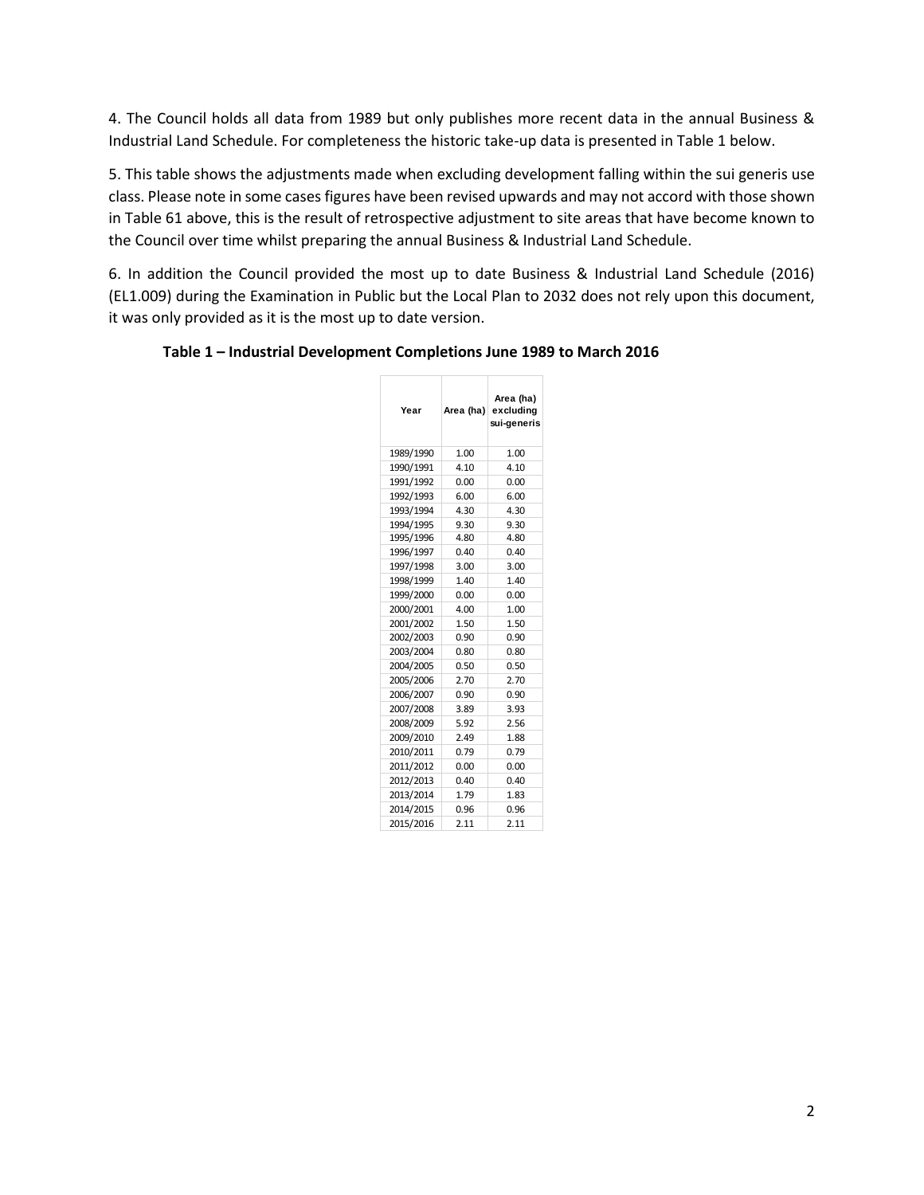4. The Council holds all data from 1989 but only publishes more recent data in the annual Business & Industrial Land Schedule. For completeness the historic take-up data is presented in Table 1 below.

5. This table shows the adjustments made when excluding development falling within the sui generis use class. Please note in some cases figures have been revised upwards and may not accord with those shown in Table 61 above, this is the result of retrospective adjustment to site areas that have become known to the Council over time whilst preparing the annual Business & Industrial Land Schedule.

6. In addition the Council provided the most up to date Business & Industrial Land Schedule (2016) (EL1.009) during the Examination in Public but the Local Plan to 2032 does not rely upon this document, it was only provided as it is the most up to date version.

**Table 1 – Industrial Development Completions June 1989 to March 2016**

| Year | Area (ha) | Area (ha) excluding sui-generis |
|---|---|---|
| 1989/1990 | 1.00 | 1.00 |
| 1990/1991 | 4.10 | 4.10 |
| 1991/1992 | 0.00 | 0.00 |
| 1992/1993 | 6.00 | 6.00 |
| 1993/1994 | 4.30 | 4.30 |
| 1994/1995 | 9.30 | 9.30 |
| 1995/1996 | 4.80 | 4.80 |
| 1996/1997 | 0.40 | 0.40 |
| 1997/1998 | 3.00 | 3.00 |
| 1998/1999 | 1.40 | 1.40 |
| 1999/2000 | 0.00 | 0.00 |
| 2000/2001 | 4.00 | 1.00 |
| 2001/2002 | 1.50 | 1.50 |
| 2002/2003 | 0.90 | 0.90 |
| 2003/2004 | 0.80 | 0.80 |
| 2004/2005 | 0.50 | 0.50 |
| 2005/2006 | 2.70 | 2.70 |
| 2006/2007 | 0.90 | 0.90 |
| 2007/2008 | 3.89 | 3.93 |
| 2008/2009 | 5.92 | 2.56 |
| 2009/2010 | 2.49 | 1.88 |
| 2010/2011 | 0.79 | 0.79 |
| 2011/2012 | 0.00 | 0.00 |
| 2012/2013 | 0.40 | 0.40 |
| 2013/2014 | 1.79 | 1.83 |
| 2014/2015 | 0.96 | 0.96 |
| 2015/2016 | 2.11 | 2.11 |